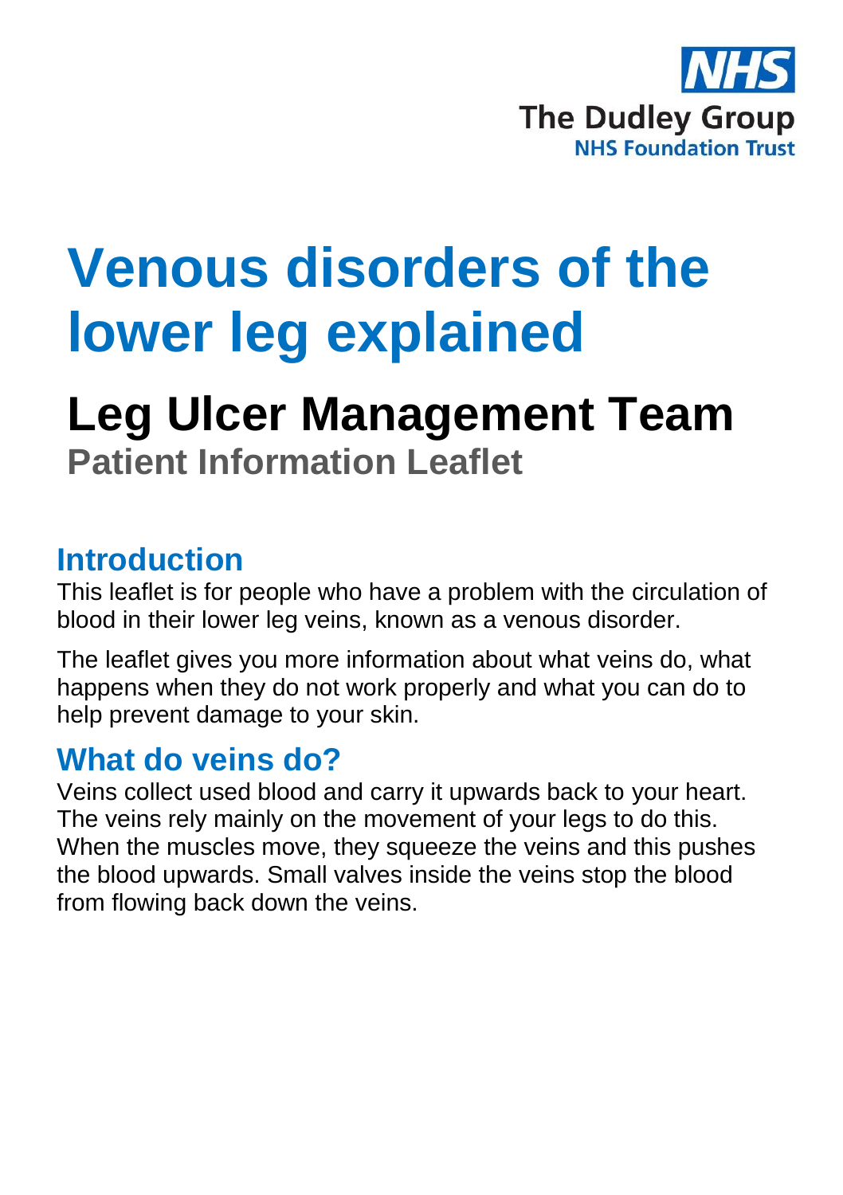NHS
The Dudley Group
NHS Foundation Trust

# Venous disorders of the lower leg explained

## Leg Ulcer Management Team

**Patient Information Leaflet**

## Introduction

This leaflet is for people who have a problem with the circulation of blood in their lower leg veins, known as a venous disorder.

The leaflet gives you more information about what veins do, what happens when they do not work properly and what you can do to help prevent damage to your skin.

## What do veins do?

Veins collect used blood and carry it upwards back to your heart. The veins rely mainly on the movement of your legs to do this. When the muscles move, they squeeze the veins and this pushes the blood upwards. Small valves inside the veins stop the blood from flowing back down the veins.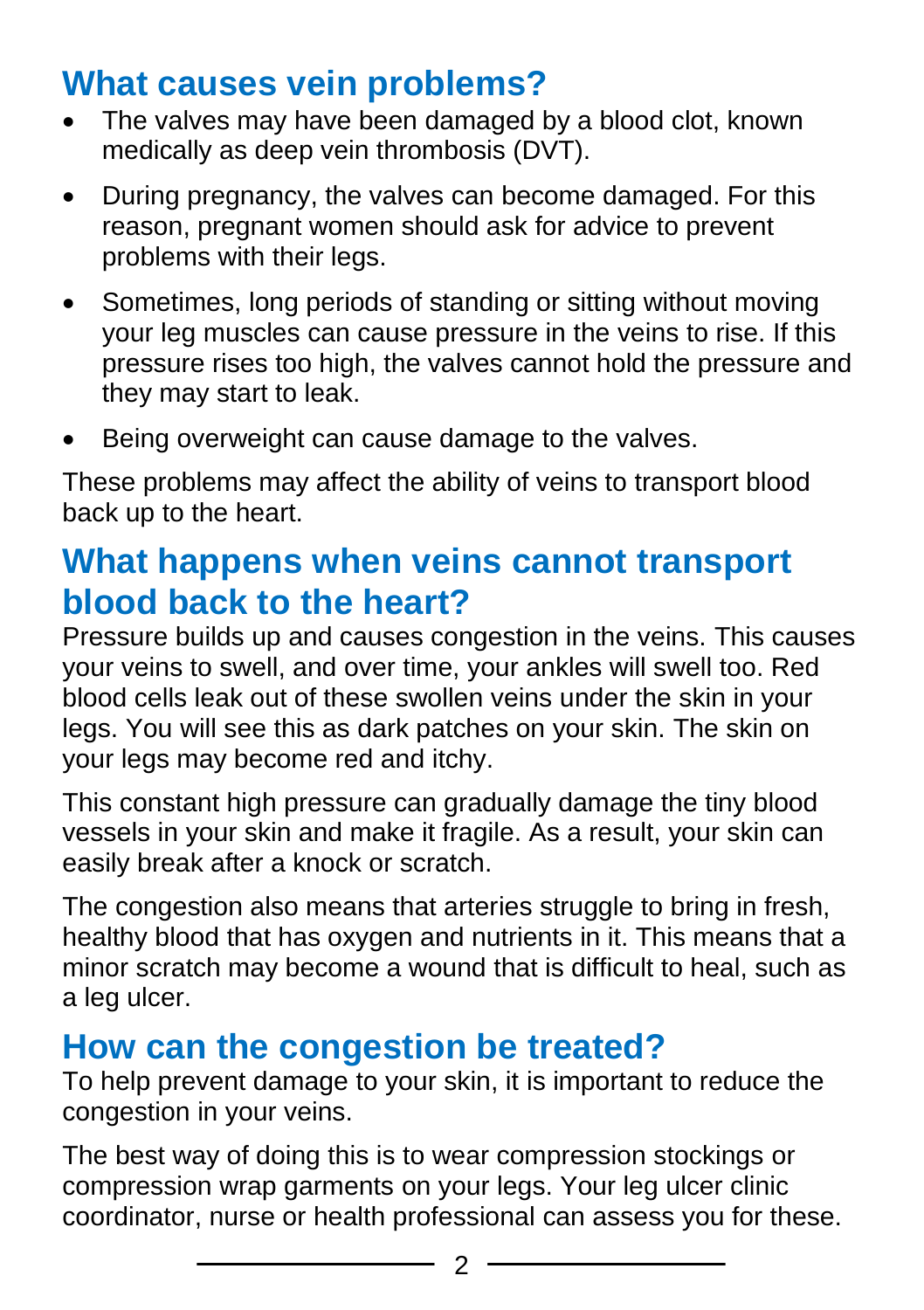## What causes vein problems?

- The valves may have been damaged by a blood clot, known medically as deep vein thrombosis (DVT).
- During pregnancy, the valves can become damaged. For this reason, pregnant women should ask for advice to prevent problems with their legs.
- Sometimes, long periods of standing or sitting without moving your leg muscles can cause pressure in the veins to rise. If this pressure rises too high, the valves cannot hold the pressure and they may start to leak.
- Being overweight can cause damage to the valves.

These problems may affect the ability of veins to transport blood back up to the heart.

## What happens when veins cannot transport blood back to the heart?

Pressure builds up and causes congestion in the veins. This causes your veins to swell, and over time, your ankles will swell too. Red blood cells leak out of these swollen veins under the skin in your legs. You will see this as dark patches on your skin. The skin on your legs may become red and itchy.

This constant high pressure can gradually damage the tiny blood vessels in your skin and make it fragile. As a result, your skin can easily break after a knock or scratch.

The congestion also means that arteries struggle to bring in fresh, healthy blood that has oxygen and nutrients in it. This means that a minor scratch may become a wound that is difficult to heal, such as a leg ulcer.

## How can the congestion be treated?

To help prevent damage to your skin, it is important to reduce the congestion in your veins.

The best way of doing this is to wear compression stockings or compression wrap garments on your legs. Your leg ulcer clinic coordinator, nurse or health professional can assess you for these.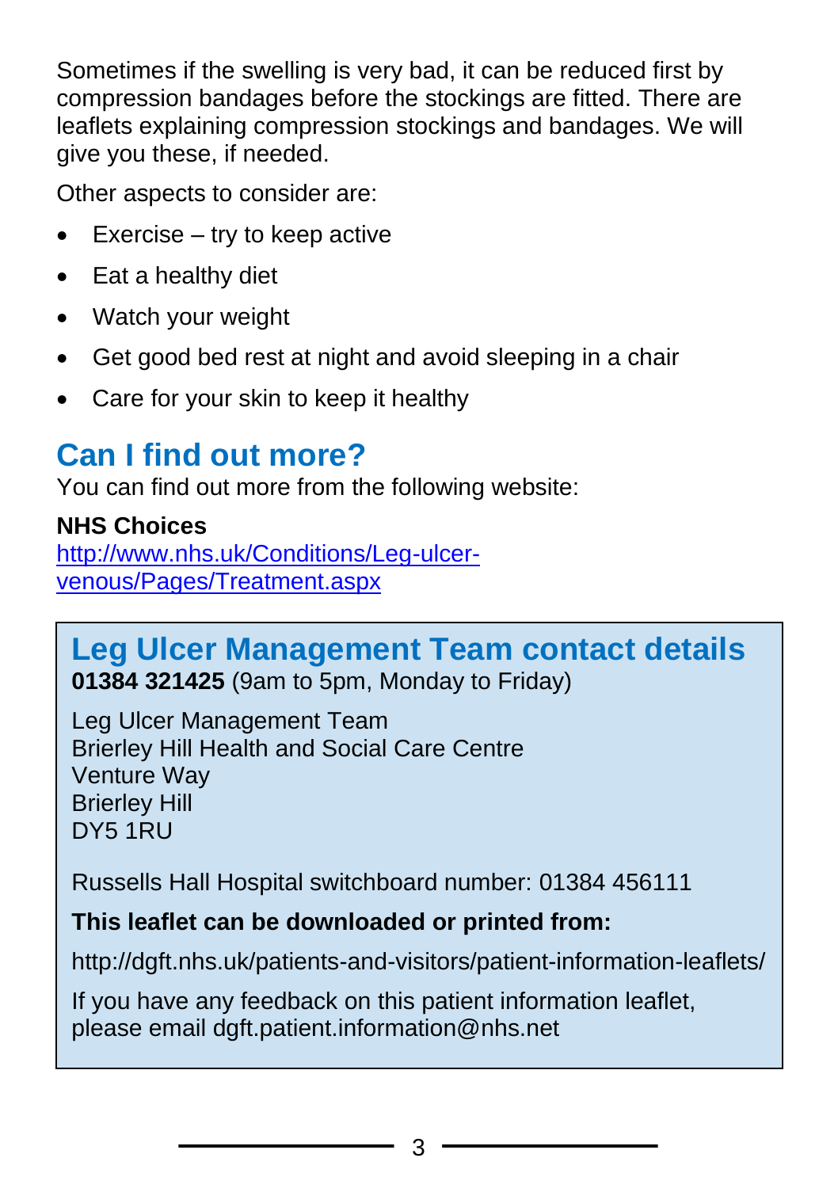Sometimes if the swelling is very bad, it can be reduced first by compression bandages before the stockings are fitted. There are leaflets explaining compression stockings and bandages. We will give you these, if needed.

Other aspects to consider are:

- Exercise – try to keep active
- Eat a healthy diet
- Watch your weight
- Get good bed rest at night and avoid sleeping in a chair
- Care for your skin to keep it healthy

## Can I find out more?

You can find out more from the following website:

**NHS Choices**
[http://www.nhs.uk/Conditions/Leg-ulcer-venous/Pages/Treatment.aspx](http://www.nhs.uk/Conditions/Leg-ulcer-venous/Pages/Treatment.aspx)

## Leg Ulcer Management Team contact details

**01384 321425** (9am to 5pm, Monday to Friday)

Leg Ulcer Management Team
Brierley Hill Health and Social Care Centre
Venture Way
Brierley Hill
DY5 1RU

Russells Hall Hospital switchboard number: 01384 456111

**This leaflet can be downloaded or printed from:**

http://dgft.nhs.uk/patients-and-visitors/patient-information-leaflets/

If you have any feedback on this patient information leaflet, please email dgft.patient.information@nhs.net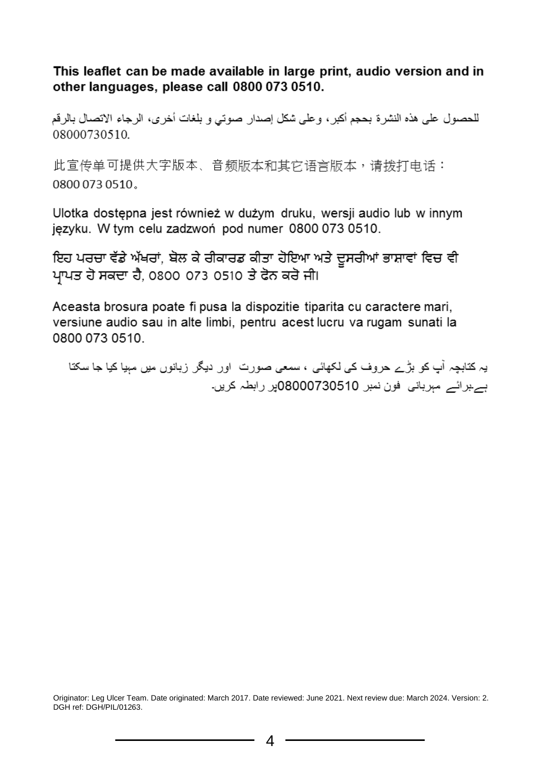**This leaflet can be made available in large print, audio version and in other languages, please call 0800 073 0510.**

للحصول على هذه النشرة بحجم أكبر، وعلى شكل إصدار صوتي و بلغات أخرى، الرجاء الاتصال بالرقم 08000730510.

此宣传单可提供大字版本、音频版本和其它语言版本，请拨打电话：0800 073 0510。

Ulotka dostępna jest również w dużym druku, wersji audio lub w innym języku. W tym celu zadzwoń pod numer 0800 073 0510.

ਇਹ ਪਰਚਾ ਵੱਡੇ ਅੱਖਰਾਂ, ਬੋਲ ਕੇ ਰੀਕਾਰਡ ਕੀਤਾ ਹੋਇਆ ਅਤੇ ਦੂਸਰੀਆਂ ਭਾਸ਼ਾਵਾਂ ਵਿਚ ਵੀ ਪ੍ਰਾਪਤ ਹੋ ਸਕਦਾ ਹੈ, 0800 073 0510 ਤੇ ਫੋਨ ਕਰੋ ਜੀ।

Aceasta brosura poate fi pusa la dispozitie tiparita cu caractere mari, versiune audio sau in alte limbi, pentru acest lucru va rugam sunati la 0800 073 0510.

یہ کتابچہ آپ کو بڑے حروف کی لکھائی ، سمعی صورت اور دیگر زبانوں میں مہیا کیا جا سکتا ہےبرائے مہربانی فون نمبر 08000730510پر رابطہ کریں۔

Originator: Leg Ulcer Team. Date originated: March 2017. Date reviewed: June 2021. Next review due: March 2024. Version: 2. DGH ref: DGH/PIL/01263.